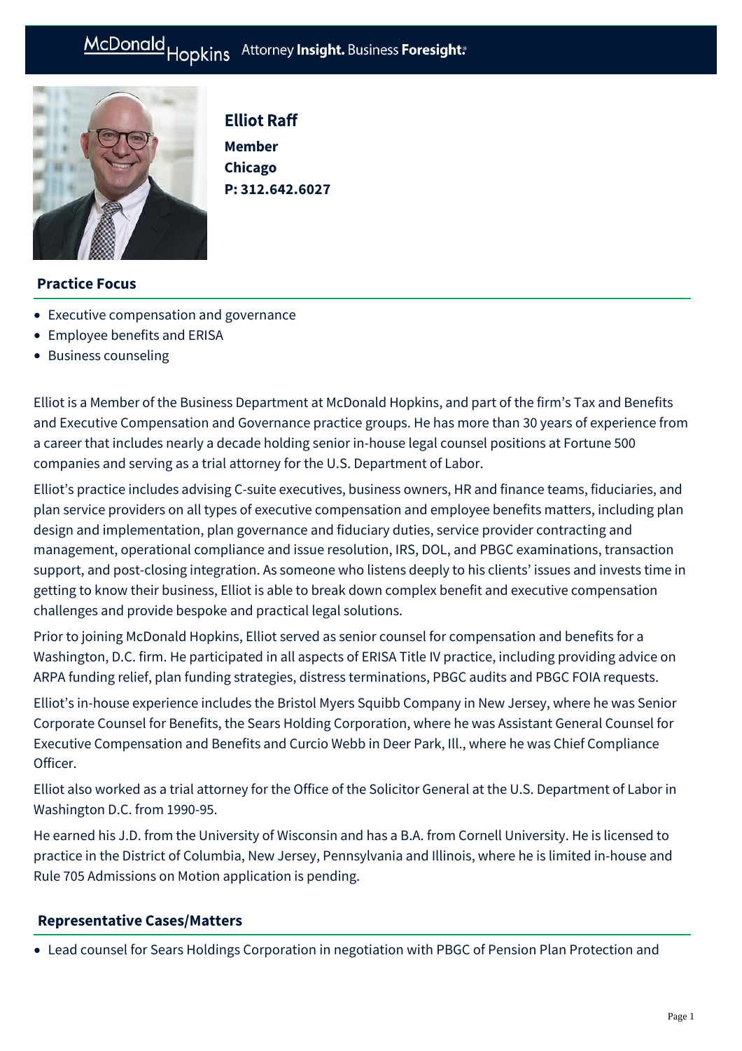## Elliot Raff

**Member**
**Chicago**
**P: 312.642.6027**

### Practice Focus

- Executive compensation and governance
- Employee benefits and ERISA
- Business counseling

Elliot is a Member of the Business Department at McDonald Hopkins, and part of the firm's Tax and Benefits and Executive Compensation and Governance practice groups. He has more than 30 years of experience from a career that includes nearly a decade holding senior in-house legal counsel positions at Fortune 500 companies and serving as a trial attorney for the U.S. Department of Labor.

Elliot's practice includes advising C-suite executives, business owners, HR and finance teams, fiduciaries, and plan service providers on all types of executive compensation and employee benefits matters, including plan design and implementation, plan governance and fiduciary duties, service provider contracting and management, operational compliance and issue resolution, IRS, DOL, and PBGC examinations, transaction support, and post-closing integration. As someone who listens deeply to his clients' issues and invests time in getting to know their business, Elliot is able to break down complex benefit and executive compensation challenges and provide bespoke and practical legal solutions.

Prior to joining McDonald Hopkins, Elliot served as senior counsel for compensation and benefits for a Washington, D.C. firm. He participated in all aspects of ERISA Title IV practice, including providing advice on ARPA funding relief, plan funding strategies, distress terminations, PBGC audits and PBGC FOIA requests.

Elliot's in-house experience includes the Bristol Myers Squibb Company in New Jersey, where he was Senior Corporate Counsel for Benefits, the Sears Holding Corporation, where he was Assistant General Counsel for Executive Compensation and Benefits and Curcio Webb in Deer Park, Ill., where he was Chief Compliance Officer.

Elliot also worked as a trial attorney for the Office of the Solicitor General at the U.S. Department of Labor in Washington D.C. from 1990-95.

He earned his J.D. from the University of Wisconsin and has a B.A. from Cornell University. He is licensed to practice in the District of Columbia, New Jersey, Pennsylvania and Illinois, where he is limited in-house and Rule 705 Admissions on Motion application is pending.

### Representative Cases/Matters

- Lead counsel for Sears Holdings Corporation in negotiation with PBGC of Pension Plan Protection and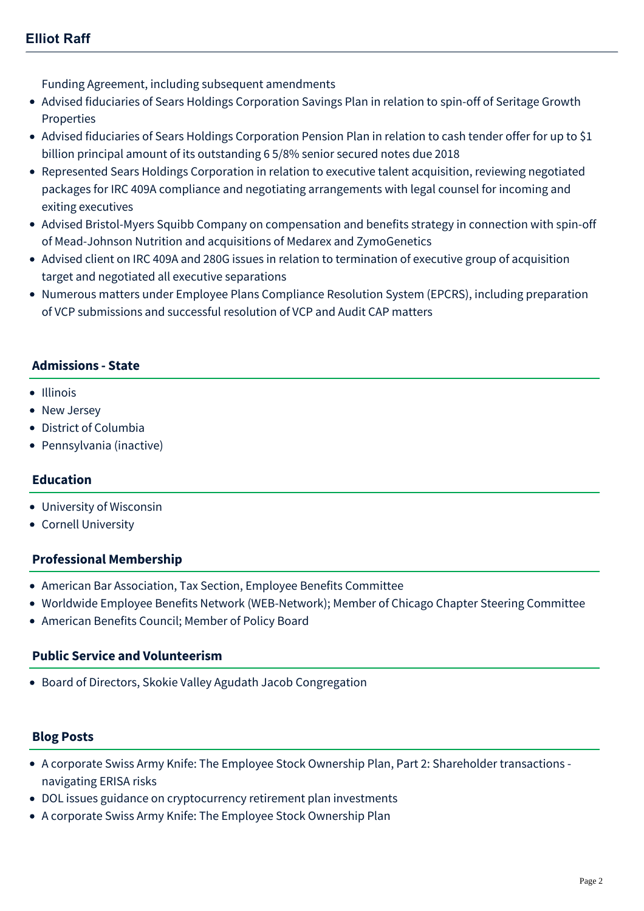Funding Agreement, including subsequent amendments

- Advised fiduciaries of Sears Holdings Corporation Savings Plan in relation to spin-off of Seritage Growth Properties
- Advised fiduciaries of Sears Holdings Corporation Pension Plan in relation to cash tender offer for up to $1 billion principal amount of its outstanding 6 5/8% senior secured notes due 2018
- Represented Sears Holdings Corporation in relation to executive talent acquisition, reviewing negotiated packages for IRC 409A compliance and negotiating arrangements with legal counsel for incoming and exiting executives
- Advised Bristol-Myers Squibb Company on compensation and benefits strategy in connection with spin-off of Mead-Johnson Nutrition and acquisitions of Medarex and ZymoGenetics
- Advised client on IRC 409A and 280G issues in relation to termination of executive group of acquisition target and negotiated all executive separations
- Numerous matters under Employee Plans Compliance Resolution System (EPCRS), including preparation of VCP submissions and successful resolution of VCP and Audit CAP matters

## Admissions - State

- Illinois
- New Jersey
- District of Columbia
- Pennsylvania (inactive)

## Education

- University of Wisconsin
- Cornell University

## Professional Membership

- American Bar Association, Tax Section, Employee Benefits Committee
- Worldwide Employee Benefits Network (WEB-Network); Member of Chicago Chapter Steering Committee
- American Benefits Council; Member of Policy Board

## Public Service and Volunteerism

- Board of Directors, Skokie Valley Agudath Jacob Congregation

## Blog Posts

- A corporate Swiss Army Knife: The Employee Stock Ownership Plan, Part 2: Shareholder transactions - navigating ERISA risks
- DOL issues guidance on cryptocurrency retirement plan investments
- A corporate Swiss Army Knife: The Employee Stock Ownership Plan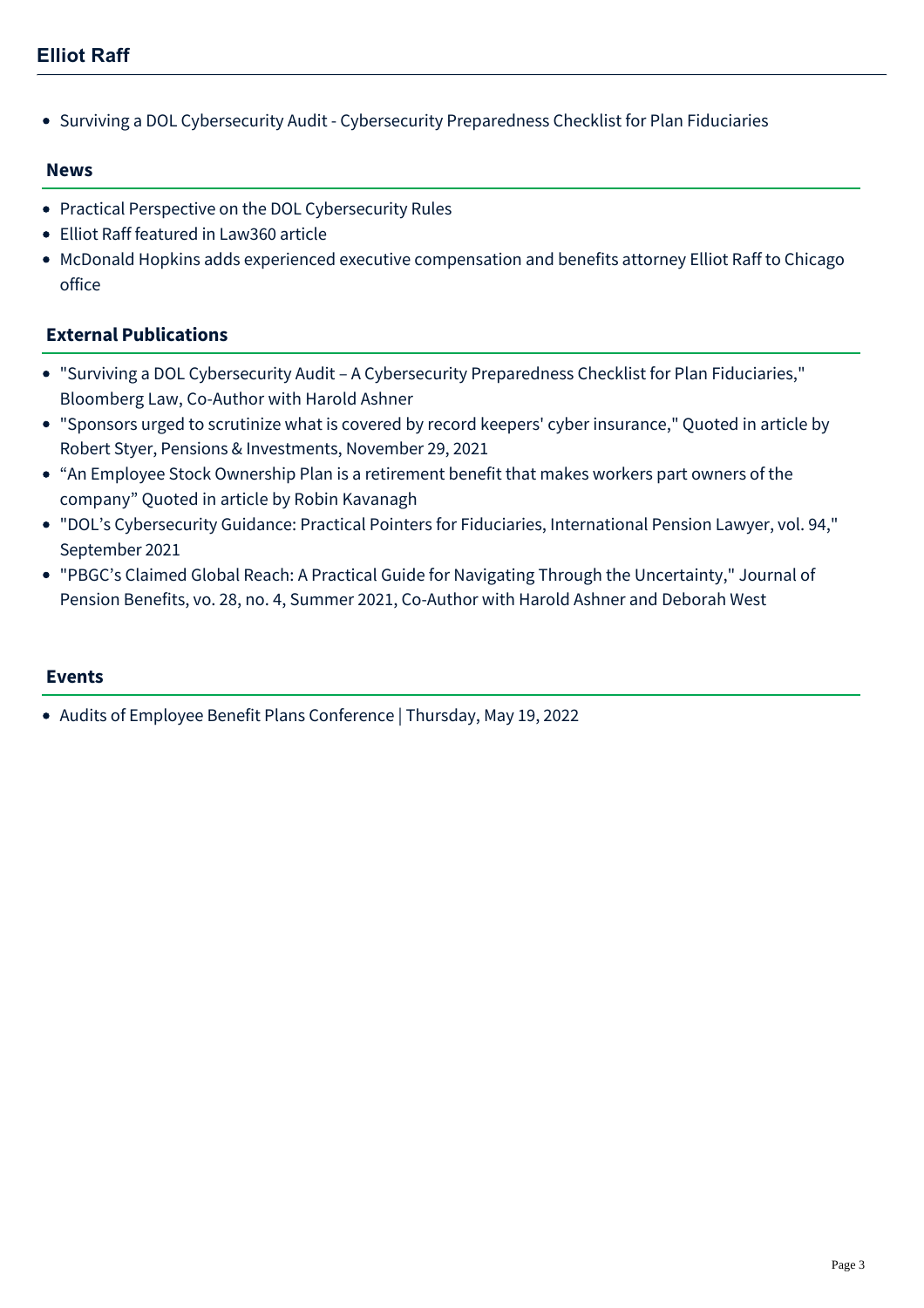- Surviving a DOL Cybersecurity Audit - Cybersecurity Preparedness Checklist for Plan Fiduciaries

## News

- Practical Perspective on the DOL Cybersecurity Rules
- Elliot Raff featured in Law360 article
- McDonald Hopkins adds experienced executive compensation and benefits attorney Elliot Raff to Chicago office

## External Publications

- "Surviving a DOL Cybersecurity Audit – A Cybersecurity Preparedness Checklist for Plan Fiduciaries," Bloomberg Law, Co-Author with Harold Ashner
- "Sponsors urged to scrutinize what is covered by record keepers' cyber insurance," Quoted in article by Robert Styer, Pensions & Investments, November 29, 2021
- "An Employee Stock Ownership Plan is a retirement benefit that makes workers part owners of the company" Quoted in article by Robin Kavanagh
- "DOL's Cybersecurity Guidance: Practical Pointers for Fiduciaries, International Pension Lawyer, vol. 94," September 2021
- "PBGC's Claimed Global Reach: A Practical Guide for Navigating Through the Uncertainty," Journal of Pension Benefits, vo. 28, no. 4, Summer 2021, Co-Author with Harold Ashner and Deborah West

## Events

- Audits of Employee Benefit Plans Conference | Thursday, May 19, 2022